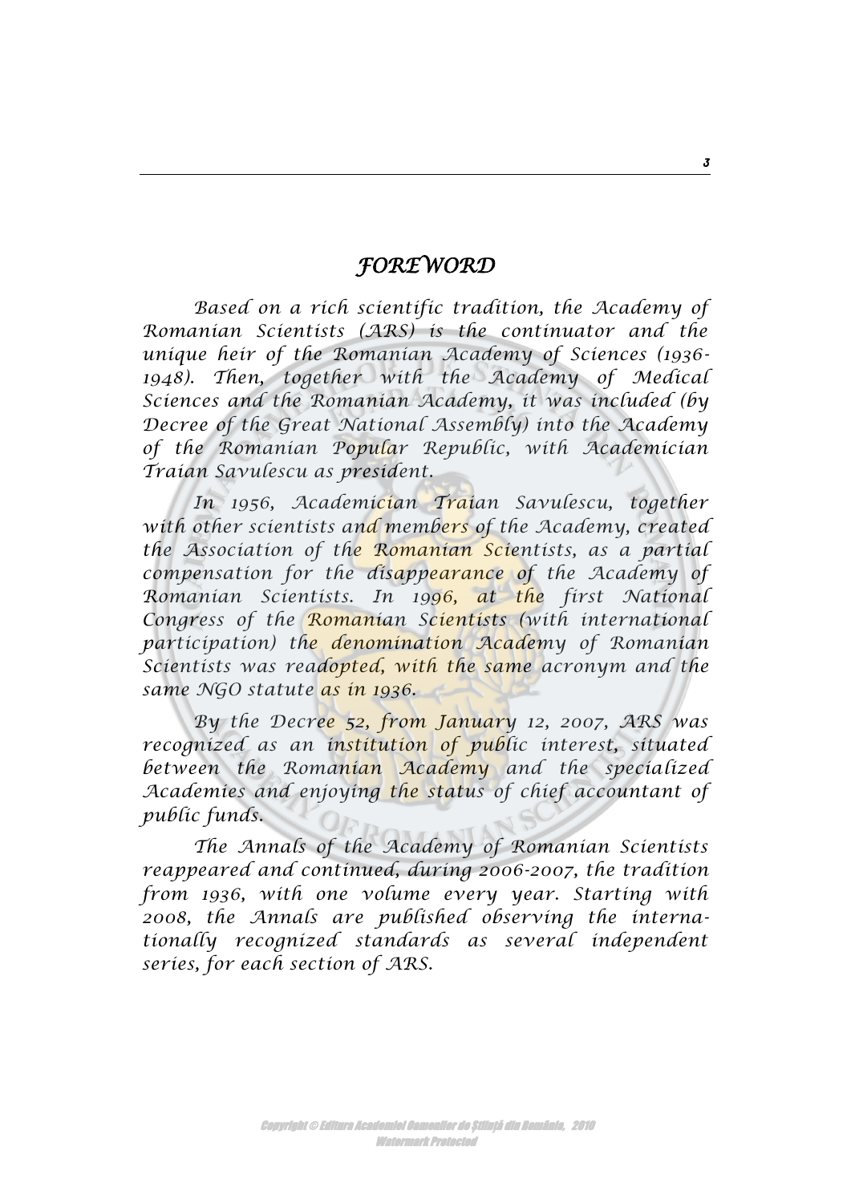# *FOREWORD*

*Based on a rich scientific tradition, the Academy of Romanian Scientists (ARS) is the continuator and the unique heir of the Romanian Academy of Sciences (1936-1948). Then, together with the Academy of Medical Sciences and the Romanian Academy, it was included (by Decree of the Great National Assembly) into the Academy of the Romanian Popular Republic, with Academician Traian Savulescu as president.*

*In 1956, Academician Traian Savulescu, together with other scientists and members of the Academy, created the Association of the Romanian Scientists, as a partial compensation for the disappearance of the Academy of Romanian Scientists. In 1996, at the first National Congress of the Romanian Scientists (with international participation) the denomination Academy of Romanian Scientists was readopted, with the same acronym and the same NGO statute as in 1936.*

*By the Decree 52, from January 12, 2007, ARS was recognized as an institution of public interest, situated between the Romanian Academy and the specialized Academies and enjoying the status of chief accountant of public funds.*

*The Annals of the Academy of Romanian Scientists reappeared and continued, during 2006-2007, the tradition from 1936, with one volume every year. Starting with 2008, the Annals are published observing the internationally recognized standards as several independent series, for each section of ARS.*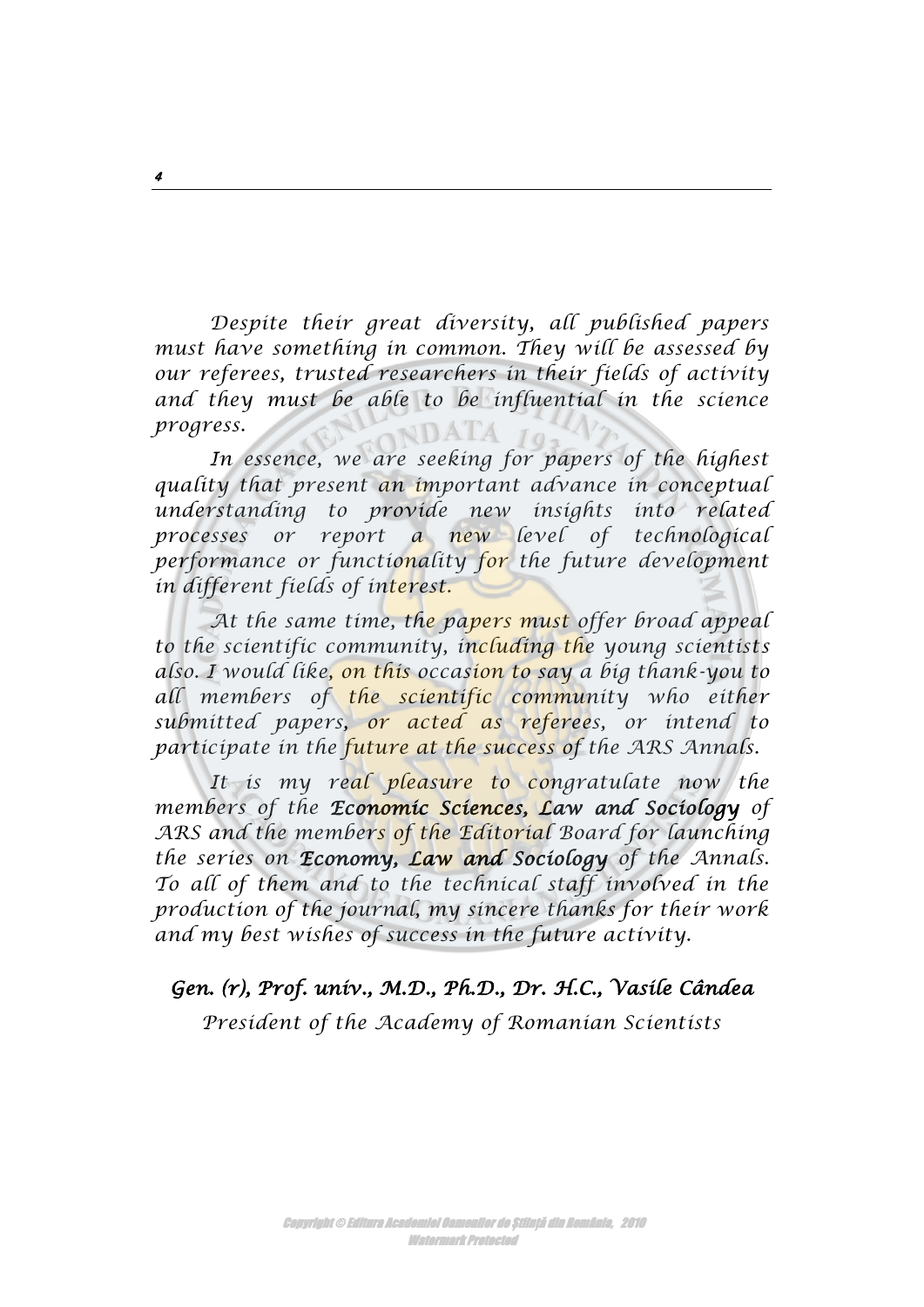Despite their great diversity, all published papers must have something in common. They will be assessed by our referees, trusted researchers in their fields of activity and they must be able to be influential in the science progress.

In essence, we are seeking for papers of the highest quality that present an important advance in conceptual understanding to provide new insights into related processes or report a new level of technological performance or functionality for the future development in different fields of interest.

At the same time, the papers must offer broad appeal to the scientific community, including the young scientists also. I would like, on this occasion to say a big thank-you to all members of the scientific community who either submitted papers, or acted as referees, or intend to participate in the future at the success of the ARS Annals.

It is my real pleasure to congratulate now the members of the **Economic Sciences, Law and Sociology** of ARS and the members of the Editorial Board for launching the series on **Economy, Law and Sociology** of the Annals. To all of them and to the technical staff involved in the production of the journal, my sincere thanks for their work and my best wishes of success in the future activity.

***Gen. (r), Prof. univ., M.D., Ph.D., Dr. H.C., Vasile Cândea***

*President of the Academy of Romanian Scientists*